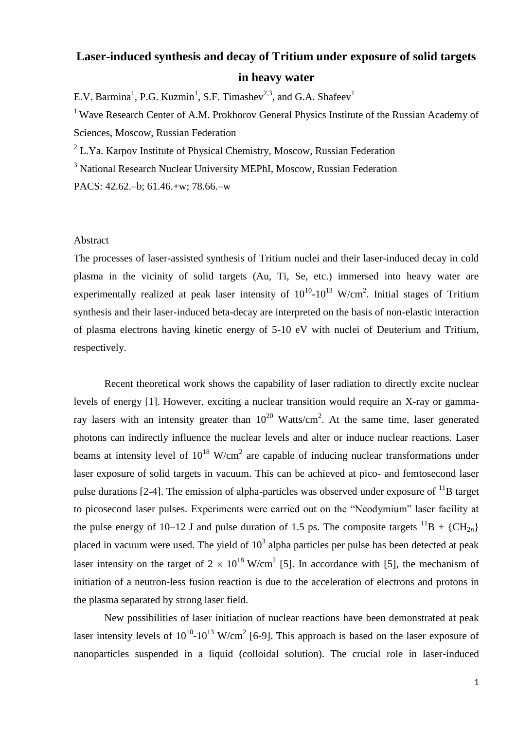# Laser-induced synthesis and decay of Tritium under exposure of solid targets in heavy water

E.V. Barmina[1], P.G. Kuzmin[1], S.F. Timashev[2,3], and G.A. Shafeev[1]

[1] Wave Research Center of A.M. Prokhorov General Physics Institute of the Russian Academy of Sciences, Moscow, Russian Federation

[2] L.Ya. Karpov Institute of Physical Chemistry, Moscow, Russian Federation

[3] National Research Nuclear University MEPhI, Moscow, Russian Federation

PACS: 42.62.–b; 61.46.+w; 78.66.–w

## Abstract

The processes of laser-assisted synthesis of Tritium nuclei and their laser-induced decay in cold plasma in the vicinity of solid targets (Au, Ti, Se, etc.) immersed into heavy water are experimentally realized at peak laser intensity of $10^{10}$-$10^{13}$ W/cm$^2$. Initial stages of Tritium synthesis and their laser-induced beta-decay are interpreted on the basis of non-elastic interaction of plasma electrons having kinetic energy of 5-10 eV with nuclei of Deuterium and Tritium, respectively.

Recent theoretical work shows the capability of laser radiation to directly excite nuclear levels of energy [1]. However, exciting a nuclear transition would require an X-ray or gamma-ray lasers with an intensity greater than $10^{20}$ Watts/cm$^2$. At the same time, laser generated photons can indirectly influence the nuclear levels and alter or induce nuclear reactions. Laser beams at intensity level of $10^{18}$ W/cm$^2$ are capable of inducing nuclear transformations under laser exposure of solid targets in vacuum. This can be achieved at pico- and femtosecond laser pulse durations [2-4]. The emission of alpha-particles was observed under exposure of $^{11}$B target to picosecond laser pulses. Experiments were carried out on the "Neodymium" laser facility at the pulse energy of 10–12 J and pulse duration of 1.5 ps. The composite targets $^{11}$B + {$CH_{2n}$} placed in vacuum were used. The yield of $10^3$ alpha particles per pulse has been detected at peak laser intensity on the target of $2 \times 10^{18}$ W/cm$^2$ [5]. In accordance with [5], the mechanism of initiation of a neutron-less fusion reaction is due to the acceleration of electrons and protons in the plasma separated by strong laser field.

New possibilities of laser initiation of nuclear reactions have been demonstrated at peak laser intensity levels of $10^{10}$-$10^{13}$ W/cm$^2$ [6-9]. This approach is based on the laser exposure of nanoparticles suspended in a liquid (colloidal solution). The crucial role in laser-induced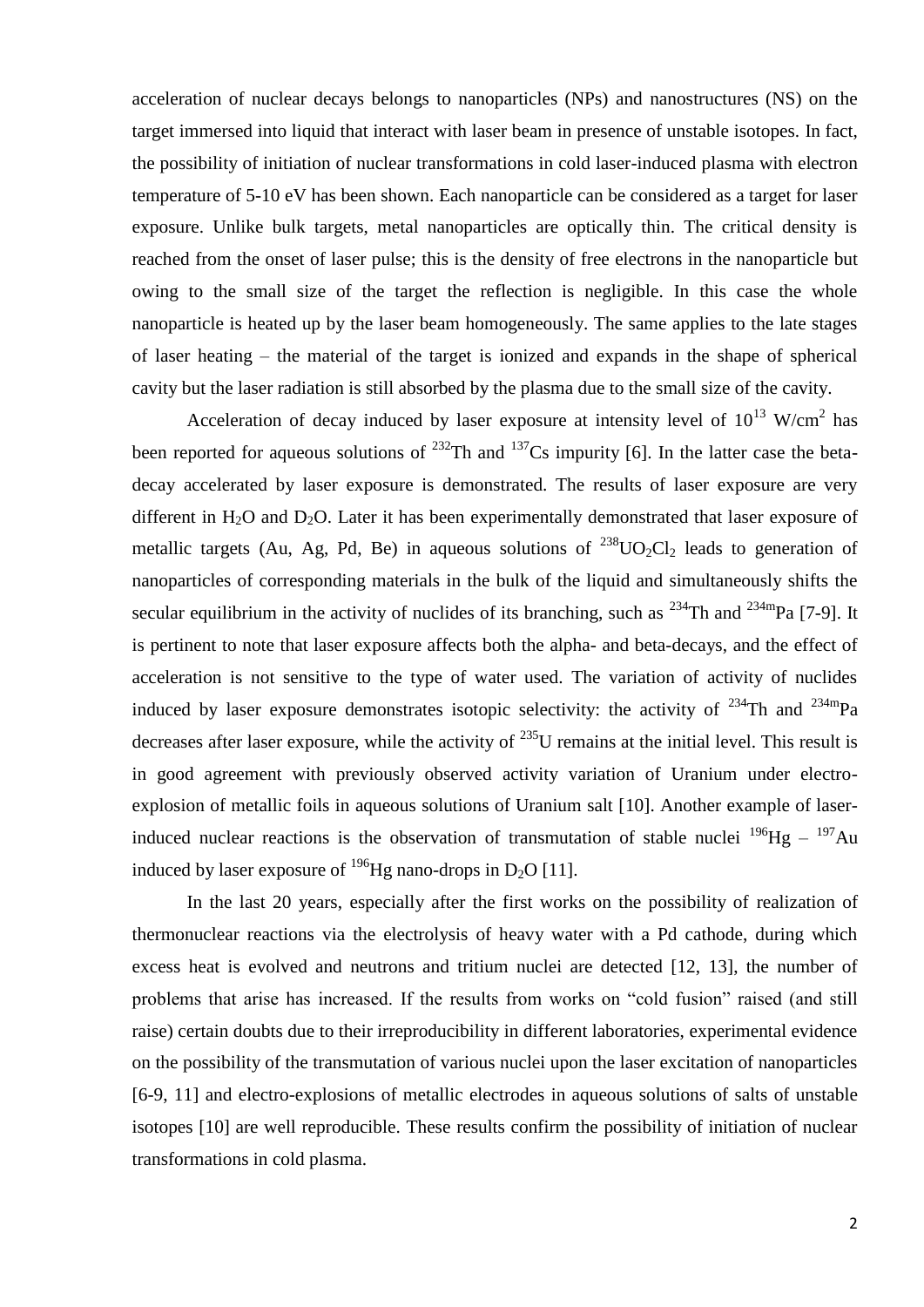acceleration of nuclear decays belongs to nanoparticles (NPs) and nanostructures (NS) on the target immersed into liquid that interact with laser beam in presence of unstable isotopes. In fact, the possibility of initiation of nuclear transformations in cold laser-induced plasma with electron temperature of 5-10 eV has been shown. Each nanoparticle can be considered as a target for laser exposure. Unlike bulk targets, metal nanoparticles are optically thin. The critical density is reached from the onset of laser pulse; this is the density of free electrons in the nanoparticle but owing to the small size of the target the reflection is negligible. In this case the whole nanoparticle is heated up by the laser beam homogeneously. The same applies to the late stages of laser heating – the material of the target is ionized and expands in the shape of spherical cavity but the laser radiation is still absorbed by the plasma due to the small size of the cavity.

Acceleration of decay induced by laser exposure at intensity level of $10^{13}$ W/cm$^2$ has been reported for aqueous solutions of $^{232}$Th and $^{137}$Cs impurity [6]. In the latter case the beta-decay accelerated by laser exposure is demonstrated. The results of laser exposure are very different in $H_2O$ and $D_2O$. Later it has been experimentally demonstrated that laser exposure of metallic targets (Au, Ag, Pd, Be) in aqueous solutions of $^{238}UO_2Cl_2$ leads to generation of nanoparticles of corresponding materials in the bulk of the liquid and simultaneously shifts the secular equilibrium in the activity of nuclides of its branching, such as $^{234}$Th and $^{234m}$Pa [7-9]. It is pertinent to note that laser exposure affects both the alpha- and beta-decays, and the effect of acceleration is not sensitive to the type of water used. The variation of activity of nuclides induced by laser exposure demonstrates isotopic selectivity: the activity of $^{234}$Th and $^{234m}$Pa decreases after laser exposure, while the activity of $^{235}$U remains at the initial level. This result is in good agreement with previously observed activity variation of Uranium under electro-explosion of metallic foils in aqueous solutions of Uranium salt [10]. Another example of laser-induced nuclear reactions is the observation of transmutation of stable nuclei $^{196}$Hg – $^{197}$Au induced by laser exposure of $^{196}$Hg nano-drops in $D_2O$ [11].

In the last 20 years, especially after the first works on the possibility of realization of thermonuclear reactions via the electrolysis of heavy water with a Pd cathode, during which excess heat is evolved and neutrons and tritium nuclei are detected [12, 13], the number of problems that arise has increased. If the results from works on "cold fusion" raised (and still raise) certain doubts due to their irreproducibility in different laboratories, experimental evidence on the possibility of the transmutation of various nuclei upon the laser excitation of nanoparticles [6-9, 11] and electro-explosions of metallic electrodes in aqueous solutions of salts of unstable isotopes [10] are well reproducible. These results confirm the possibility of initiation of nuclear transformations in cold plasma.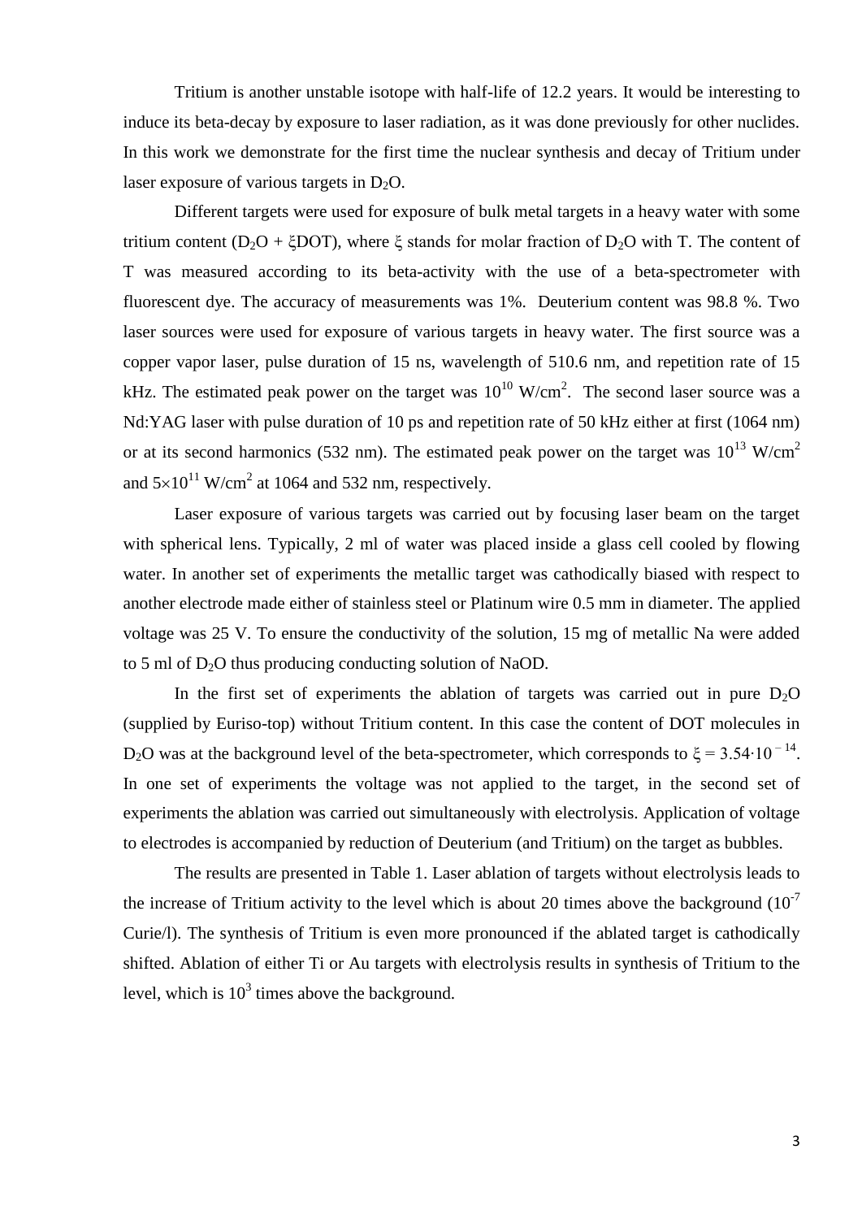Tritium is another unstable isotope with half-life of 12.2 years. It would be interesting to induce its beta-decay by exposure to laser radiation, as it was done previously for other nuclides. In this work we demonstrate for the first time the nuclear synthesis and decay of Tritium under laser exposure of various targets in $D_2O$.

Different targets were used for exposure of bulk metal targets in a heavy water with some tritium content ($D_2O + \xi DOT$), where $\xi$ stands for molar fraction of $D_2O$ with T. The content of T was measured according to its beta-activity with the use of a beta-spectrometer with fluorescent dye. The accuracy of measurements was 1%. Deuterium content was 98.8 %. Two laser sources were used for exposure of various targets in heavy water. The first source was a copper vapor laser, pulse duration of 15 ns, wavelength of 510.6 nm, and repetition rate of 15 kHz. The estimated peak power on the target was $10^{10}$ W/cm$^2$. The second laser source was a Nd:YAG laser with pulse duration of 10 ps and repetition rate of 50 kHz either at first (1064 nm) or at its second harmonics (532 nm). The estimated peak power on the target was $10^{13}$ W/cm$^2$ and $5\times10^{11}$ W/cm$^2$ at 1064 and 532 nm, respectively.

Laser exposure of various targets was carried out by focusing laser beam on the target with spherical lens. Typically, 2 ml of water was placed inside a glass cell cooled by flowing water. In another set of experiments the metallic target was cathodically biased with respect to another electrode made either of stainless steel or Platinum wire 0.5 mm in diameter. The applied voltage was 25 V. To ensure the conductivity of the solution, 15 mg of metallic Na were added to 5 ml of $D_2O$ thus producing conducting solution of NaOD.

In the first set of experiments the ablation of targets was carried out in pure $D_2O$ (supplied by Euriso-top) without Tritium content. In this case the content of DOT molecules in $D_2O$ was at the background level of the beta-spectrometer, which corresponds to $\xi = 3.54\cdot10^{-14}$. In one set of experiments the voltage was not applied to the target, in the second set of experiments the ablation was carried out simultaneously with electrolysis. Application of voltage to electrodes is accompanied by reduction of Deuterium (and Tritium) on the target as bubbles.

The results are presented in Table 1. Laser ablation of targets without electrolysis leads to the increase of Tritium activity to the level which is about 20 times above the background ($10^{-7}$ Curie/l). The synthesis of Tritium is even more pronounced if the ablated target is cathodically shifted. Ablation of either Ti or Au targets with electrolysis results in synthesis of Tritium to the level, which is $10^3$ times above the background.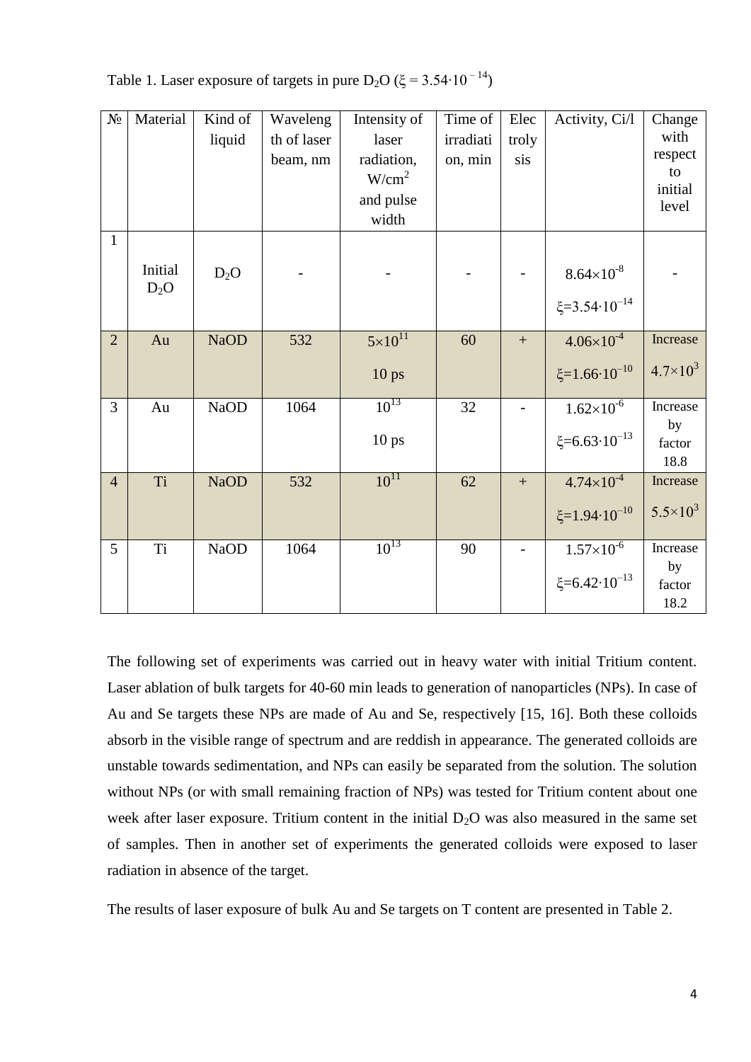Table 1. Laser exposure of targets in pure $D_2O$ ($\xi = 3.54 \cdot 10^{-14}$)

| № | Material | Kind of liquid | Wavelength of laser beam, nm | Intensity of laser radiation, W/cm$^2$ and pulse width | Time of irradiation, min | Electrolysis | Activity, Ci/l | Change with respect to initial level |
|---|---|---|---|---|---|---|---|---|
| 1 | Initial $D_2O$ | $D_2O$ | - | - | - | - | $8.64\times10^{-8}$ $\xi=3.54\cdot10^{-14}$ | - |
| 2 | Au | NaOD | 532 | $5\times10^{11}$ 10 ps | 60 | + | $4.06\times10^{-4}$ $\xi=1.66\cdot10^{-10}$ | Increase $4.7\times10^{3}$ |
| 3 | Au | NaOD | 1064 | $10^{13}$ 10 ps | 32 | - | $1.62\times10^{-6}$ $\xi=6.63\cdot10^{-13}$ | Increase by factor 18.8 |
| 4 | Ti | NaOD | 532 | $10^{11}$ | 62 | + | $4.74\times10^{-4}$ $\xi=1.94\cdot10^{-10}$ | Increase $5.5\times10^{3}$ |
| 5 | Ti | NaOD | 1064 | $10^{13}$ | 90 | - | $1.57\times10^{-6}$ $\xi=6.42\cdot10^{-13}$ | Increase by factor 18.2 |

The following set of experiments was carried out in heavy water with initial Tritium content. Laser ablation of bulk targets for 40-60 min leads to generation of nanoparticles (NPs). In case of Au and Se targets these NPs are made of Au and Se, respectively [15, 16]. Both these colloids absorb in the visible range of spectrum and are reddish in appearance. The generated colloids are unstable towards sedimentation, and NPs can easily be separated from the solution. The solution without NPs (or with small remaining fraction of NPs) was tested for Tritium content about one week after laser exposure. Tritium content in the initial $D_2O$ was also measured in the same set of samples. Then in another set of experiments the generated colloids were exposed to laser radiation in absence of the target.

The results of laser exposure of bulk Au and Se targets on T content are presented in Table 2.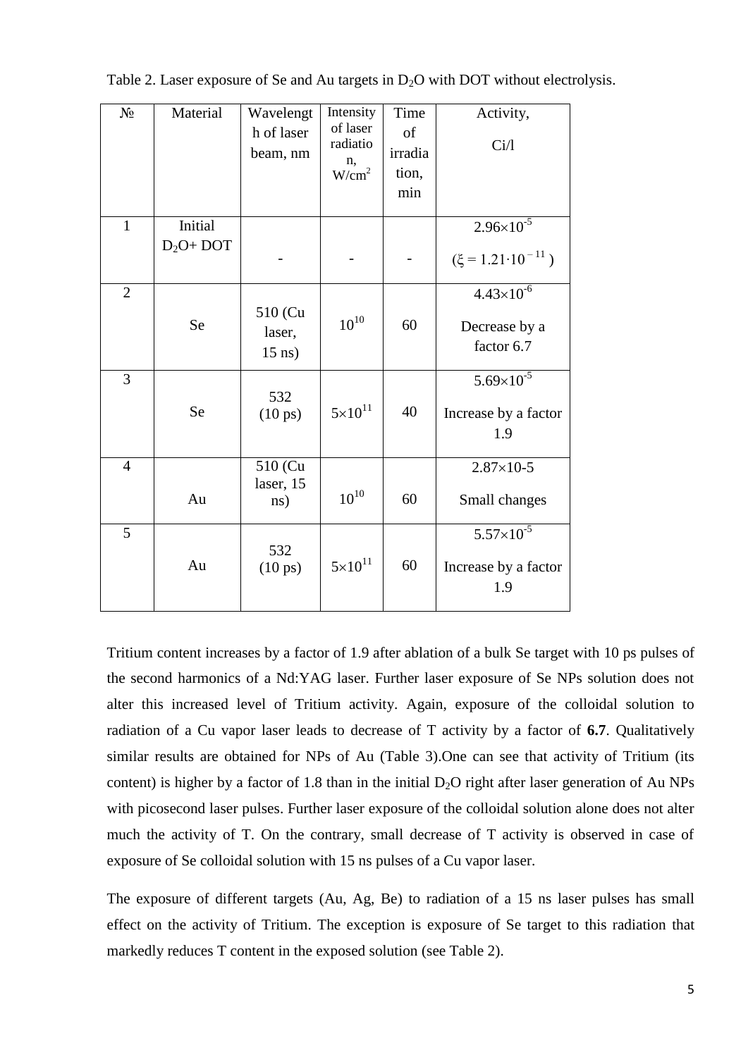Table 2. Laser exposure of Se and Au targets in $D_2O$ with DOT without electrolysis.

| № | Material | Wavelength of laser beam, nm | Intensity of laser radiation, W/cm$^2$ | Time of irradiation, min | Activity, Ci/l |
|---|---|---|---|---|---|
| 1 | Initial $D_2O$+ DOT | - | - | - | $2.96\times10^{-5}$ ($\xi = 1.21\cdot10^{-11}$) |
| 2 | Se | 510 (Cu laser, 15 ns) | $10^{10}$ | 60 | $4.43\times10^{-6}$ Decrease by a factor 6.7 |
| 3 | Se | 532 (10 ps) | $5\times10^{11}$ | 40 | $5.69\times10^{-5}$ Increase by a factor 1.9 |
| 4 | Au | 510 (Cu laser, 15 ns) | $10^{10}$ | 60 | 2.87×10-5 Small changes |
| 5 | Au | 532 (10 ps) | $5\times10^{11}$ | 60 | $5.57\times10^{-5}$ Increase by a factor 1.9 |

Tritium content increases by a factor of 1.9 after ablation of a bulk Se target with 10 ps pulses of the second harmonics of a Nd:YAG laser. Further laser exposure of Se NPs solution does not alter this increased level of Tritium activity. Again, exposure of the colloidal solution to radiation of a Cu vapor laser leads to decrease of T activity by a factor of **6.7**. Qualitatively similar results are obtained for NPs of Au (Table 3).One can see that activity of Tritium (its content) is higher by a factor of 1.8 than in the initial $D_2O$ right after laser generation of Au NPs with picosecond laser pulses. Further laser exposure of the colloidal solution alone does not alter much the activity of T. On the contrary, small decrease of T activity is observed in case of exposure of Se colloidal solution with 15 ns pulses of a Cu vapor laser.

The exposure of different targets (Au, Ag, Be) to radiation of a 15 ns laser pulses has small effect on the activity of Tritium. The exception is exposure of Se target to this radiation that markedly reduces T content in the exposed solution (see Table 2).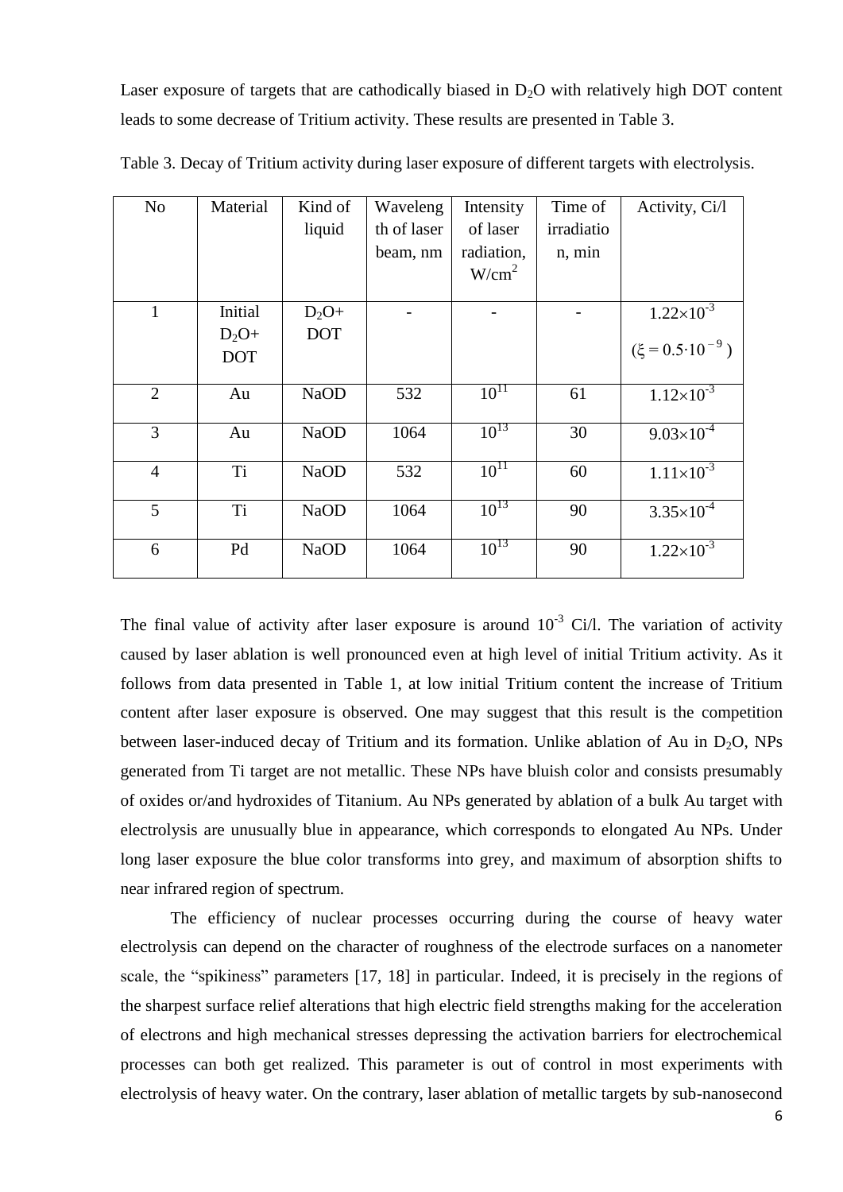Laser exposure of targets that are cathodically biased in $D_2O$ with relatively high DOT content leads to some decrease of Tritium activity. These results are presented in Table 3.

Table 3. Decay of Tritium activity during laser exposure of different targets with electrolysis.

| No | Material | Kind of liquid | Wavelength of laser beam, nm | Intensity of laser radiation, $W/cm^2$ | Time of irradiation, min | Activity, Ci/l |
|---|---|---|---|---|---|---|
| 1 | Initial $D_2O$+ DOT | $D_2O$+ DOT | - | - | - | $1.22\times10^{-3}$ ($\xi = 0.5\cdot10^{-9}$) |
| 2 | Au | NaOD | 532 | $10^{11}$ | 61 | $1.12\times10^{-3}$ |
| 3 | Au | NaOD | 1064 | $10^{13}$ | 30 | $9.03\times10^{-4}$ |
| 4 | Ti | NaOD | 532 | $10^{11}$ | 60 | $1.11\times10^{-3}$ |
| 5 | Ti | NaOD | 1064 | $10^{13}$ | 90 | $3.35\times10^{-4}$ |
| 6 | Pd | NaOD | 1064 | $10^{13}$ | 90 | $1.22\times10^{-3}$ |

The final value of activity after laser exposure is around $10^{-3}$ Ci/l. The variation of activity caused by laser ablation is well pronounced even at high level of initial Tritium activity. As it follows from data presented in Table 1, at low initial Tritium content the increase of Tritium content after laser exposure is observed. One may suggest that this result is the competition between laser-induced decay of Tritium and its formation. Unlike ablation of Au in $D_2O$, NPs generated from Ti target are not metallic. These NPs have bluish color and consists presumably of oxides or/and hydroxides of Titanium. Au NPs generated by ablation of a bulk Au target with electrolysis are unusually blue in appearance, which corresponds to elongated Au NPs. Under long laser exposure the blue color transforms into grey, and maximum of absorption shifts to near infrared region of spectrum.

The efficiency of nuclear processes occurring during the course of heavy water electrolysis can depend on the character of roughness of the electrode surfaces on a nanometer scale, the "spikiness" parameters [17, 18] in particular. Indeed, it is precisely in the regions of the sharpest surface relief alterations that high electric field strengths making for the acceleration of electrons and high mechanical stresses depressing the activation barriers for electrochemical processes can both get realized. This parameter is out of control in most experiments with electrolysis of heavy water. On the contrary, laser ablation of metallic targets by sub-nanosecond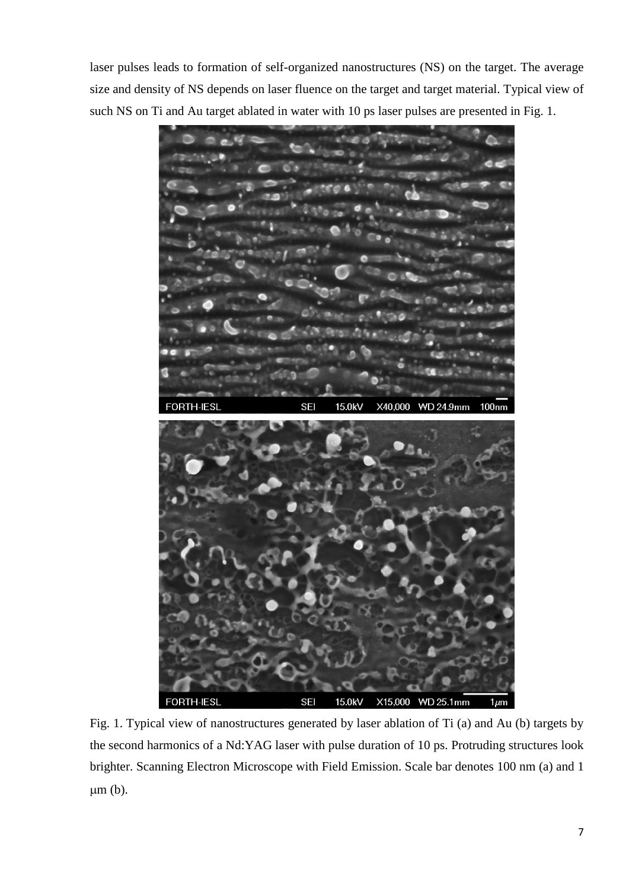laser pulses leads to formation of self-organized nanostructures (NS) on the target. The average size and density of NS depends on laser fluence on the target and target material. Typical view of such NS on Ti and Au target ablated in water with 10 ps laser pulses are presented in Fig. 1.

Fig. 1. Typical view of nanostructures generated by laser ablation of Ti (a) and Au (b) targets by the second harmonics of a Nd:YAG laser with pulse duration of 10 ps. Protruding structures look brighter. Scanning Electron Microscope with Field Emission. Scale bar denotes 100 nm (a) and 1 μm (b).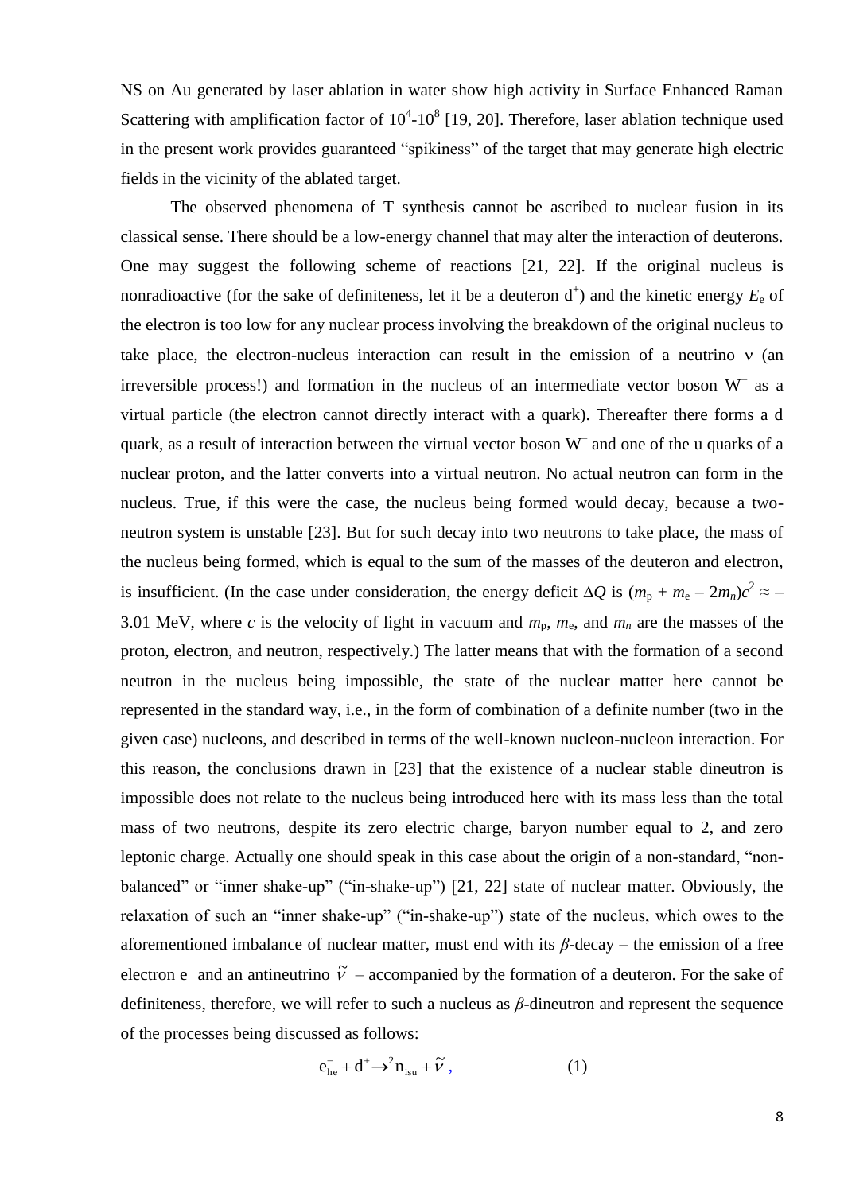NS on Au generated by laser ablation in water show high activity in Surface Enhanced Raman Scattering with amplification factor of $10^4$-$10^8$ [19, 20]. Therefore, laser ablation technique used in the present work provides guaranteed "spikiness" of the target that may generate high electric fields in the vicinity of the ablated target.

The observed phenomena of T synthesis cannot be ascribed to nuclear fusion in its classical sense. There should be a low-energy channel that may alter the interaction of deuterons. One may suggest the following scheme of reactions [21, 22]. If the original nucleus is nonradioactive (for the sake of definiteness, let it be a deuteron $d^+$) and the kinetic energy $E_e$ of the electron is too low for any nuclear process involving the breakdown of the original nucleus to take place, the electron-nucleus interaction can result in the emission of a neutrino ν (an irreversible process!) and formation in the nucleus of an intermediate vector boson $W^-$ as a virtual particle (the electron cannot directly interact with a quark). Thereafter there forms a d quark, as a result of interaction between the virtual vector boson $W^-$ and one of the u quarks of a nuclear proton, and the latter converts into a virtual neutron. No actual neutron can form in the nucleus. True, if this were the case, the nucleus being formed would decay, because a two-neutron system is unstable [23]. But for such decay into two neutrons to take place, the mass of the nucleus being formed, which is equal to the sum of the masses of the deuteron and electron, is insufficient. (In the case under consideration, the energy deficit $\Delta Q$ is $(m_p + m_e - 2m_n)c^2 \approx -3.01$ MeV, where $c$ is the velocity of light in vacuum and $m_p$, $m_e$, and $m_n$ are the masses of the proton, electron, and neutron, respectively.) The latter means that with the formation of a second neutron in the nucleus being impossible, the state of the nuclear matter here cannot be represented in the standard way, i.e., in the form of combination of a definite number (two in the given case) nucleons, and described in terms of the well-known nucleon-nucleon interaction. For this reason, the conclusions drawn in [23] that the existence of a nuclear stable dineutron is impossible does not relate to the nucleus being introduced here with its mass less than the total mass of two neutrons, despite its zero electric charge, baryon number equal to 2, and zero leptonic charge. Actually one should speak in this case about the origin of a non-standard, "non-balanced" or "inner shake-up" ("in-shake-up") [21, 22] state of nuclear matter. Obviously, the relaxation of such an "inner shake-up" ("in-shake-up") state of the nucleus, which owes to the aforementioned imbalance of nuclear matter, must end with its *β*-decay – the emission of a free electron $e^-$ and an antineutrino $\tilde{\nu}$ – accompanied by the formation of a deuteron. For the sake of definiteness, therefore, we will refer to such a nucleus as *β*-dineutron and represent the sequence of the processes being discussed as follows:

$$e^-_{he} + d^+ \rightarrow {}^2n_{isu} + \tilde{\nu}\,, \qquad (1)$$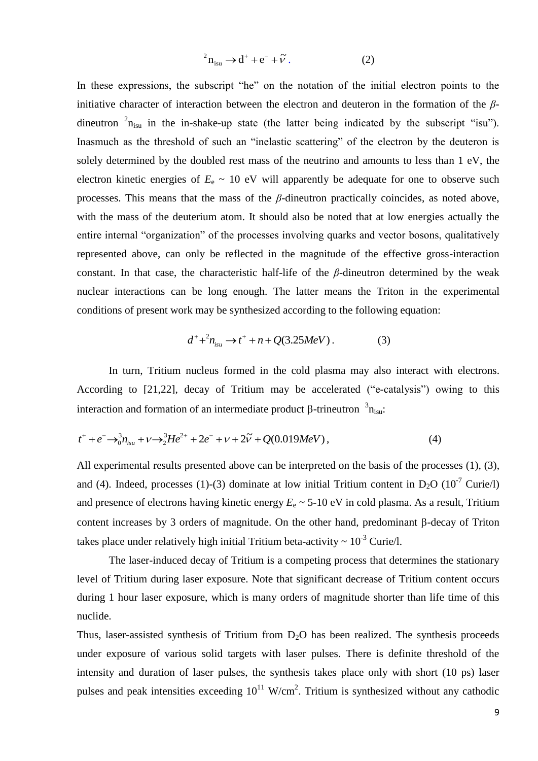$$^{2}\mathrm{n}_{\mathrm{isu}} \rightarrow \mathrm{d}^{+} + \mathrm{e}^{-} + \tilde{\nu}\,. \qquad (2)$$

In these expressions, the subscript "he" on the notation of the initial electron points to the initiative character of interaction between the electron and deuteron in the formation of the *β*-dineutron $^{2}\mathrm{n}_{\mathrm{isu}}$ in the in-shake-up state (the latter being indicated by the subscript "isu"). Inasmuch as the threshold of such an "inelastic scattering" of the electron by the deuteron is solely determined by the doubled rest mass of the neutrino and amounts to less than 1 eV, the electron kinetic energies of $E_e$ ~ 10 eV will apparently be adequate for one to observe such processes. This means that the mass of the *β*-dineutron practically coincides, as noted above, with the mass of the deuterium atom. It should also be noted that at low energies actually the entire internal "organization" of the processes involving quarks and vector bosons, qualitatively represented above, can only be reflected in the magnitude of the effective gross-interaction constant. In that case, the characteristic half-life of the *β*-dineutron determined by the weak nuclear interactions can be long enough. The latter means the Triton in the experimental conditions of present work may be synthesized according to the following equation:

$$d^{+} + {}^{2}n_{isu} \rightarrow t^{+} + n + Q(3.25 MeV)\,. \qquad (3)$$

In turn, Tritium nucleus formed in the cold plasma may also interact with electrons. According to [21,22], decay of Tritium may be accelerated ("e-catalysis") owing to this interaction and formation of an intermediate product β-trineutron $^{3}\mathrm{n}_{\mathrm{isu}}$:

$$t^{+} + e^{-} \rightarrow {}^{3}_{0}n_{isu} + \nu \rightarrow {}^{3}_{2}He^{2+} + 2e^{-} + \nu + 2\tilde{\nu} + Q(0.019 MeV)\,, \qquad (4)$$

All experimental results presented above can be interpreted on the basis of the processes (1), (3), and (4). Indeed, processes (1)-(3) dominate at low initial Tritium content in $D_2O$ ($10^{-7}$ Curie/l) and presence of electrons having kinetic energy $E_e$ ~ 5-10 eV in cold plasma. As a result, Tritium content increases by 3 orders of magnitude. On the other hand, predominant β-decay of Triton takes place under relatively high initial Tritium beta-activity ~ $10^{-3}$ Curie/l.

The laser-induced decay of Tritium is a competing process that determines the stationary level of Tritium during laser exposure. Note that significant decrease of Tritium content occurs during 1 hour laser exposure, which is many orders of magnitude shorter than life time of this nuclide.

Thus, laser-assisted synthesis of Tritium from $D_2O$ has been realized. The synthesis proceeds under exposure of various solid targets with laser pulses. There is definite threshold of the intensity and duration of laser pulses, the synthesis takes place only with short (10 ps) laser pulses and peak intensities exceeding $10^{11}$ W/cm$^2$. Tritium is synthesized without any cathodic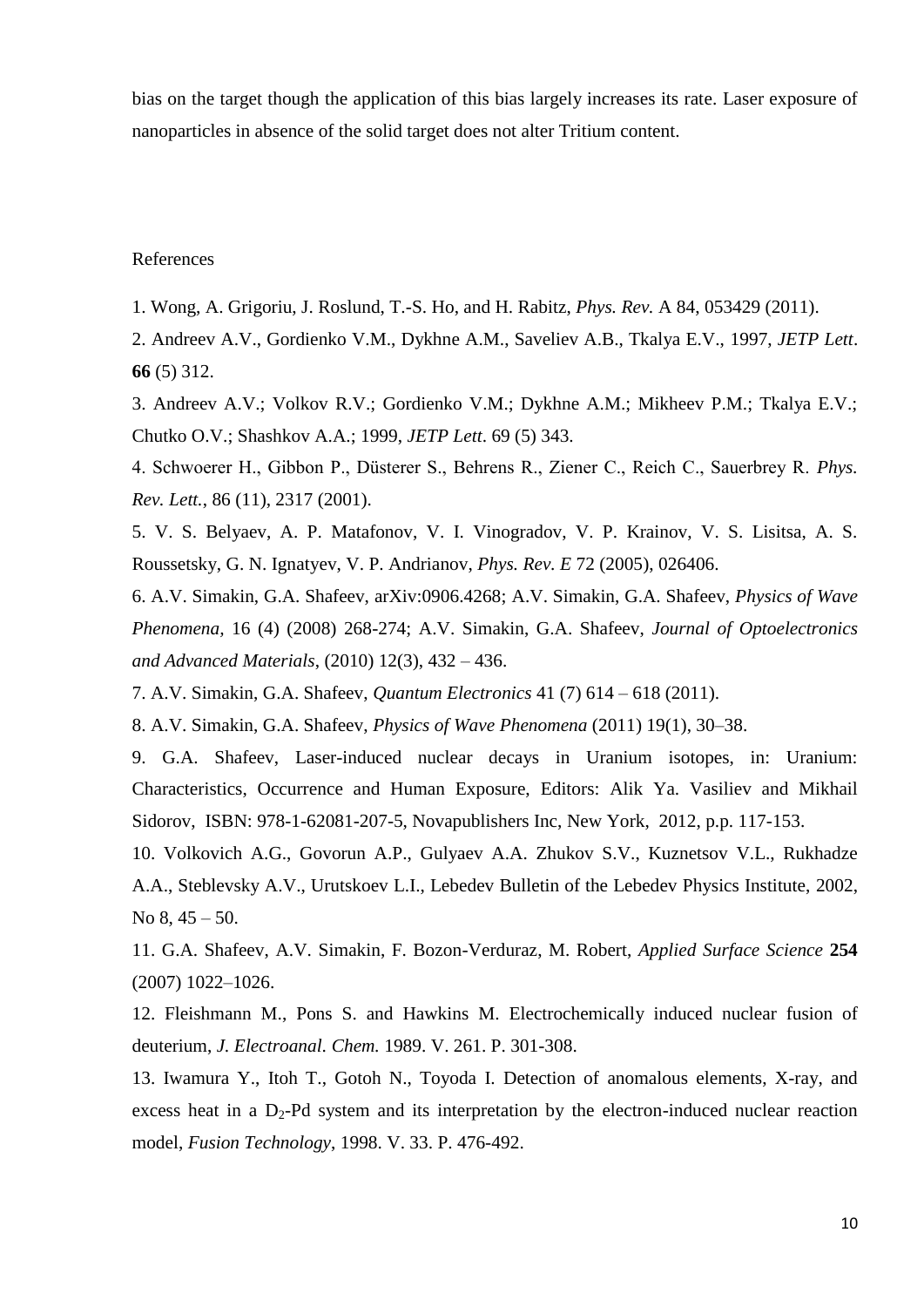bias on the target though the application of this bias largely increases its rate. Laser exposure of nanoparticles in absence of the solid target does not alter Tritium content.

References

1. Wong, A. Grigoriu, J. Roslund, T.-S. Ho, and H. Rabitz, *Phys. Rev.* A 84, 053429 (2011).

2. Andreev A.V., Gordienko V.M., Dykhne A.M., Saveliev A.B., Tkalya E.V., 1997, *JETP Lett*. **66** (5) 312.

3. Andreev A.V.; Volkov R.V.; Gordienko V.M.; Dykhne A.M.; Mikheev P.M.; Tkalya E.V.; Chutko O.V.; Shashkov A.A.; 1999, *JETP Lett*. 69 (5) 343.

4. Schwoerer H., Gibbon P., Düsterer S., Behrens R., Ziener C., Reich C., Sauerbrey R. *Phys. Rev. Lett.*, 86 (11), 2317 (2001).

5. V. S. Belyaev, A. P. Matafonov, V. I. Vinogradov, V. P. Krainov, V. S. Lisitsa, A. S. Roussetsky, G. N. Ignatyev, V. P. Andrianov, *Phys. Rev. E* 72 (2005), 026406.

6. A.V. Simakin, G.A. Shafeev, arXiv:0906.4268; A.V. Simakin, G.A. Shafeev, *Physics of Wave Phenomena*, 16 (4) (2008) 268-274; A.V. Simakin, G.A. Shafeev, *Journal of Optoelectronics and Advanced Materials*, (2010) 12(3), 432 – 436.

7. A.V. Simakin, G.A. Shafeev, *Quantum Electronics* 41 (7) 614 – 618 (2011).

8. A.V. Simakin, G.A. Shafeev, *Physics of Wave Phenomena* (2011) 19(1), 30–38.

9. G.A. Shafeev, Laser-induced nuclear decays in Uranium isotopes, in: Uranium: Characteristics, Occurrence and Human Exposure, Editors: Alik Ya. Vasiliev and Mikhail Sidorov, ISBN: 978-1-62081-207-5, Novapublishers Inc, New York, 2012, p.p. 117-153.

10. Volkovich A.G., Govorun A.P., Gulyaev A.A. Zhukov S.V., Kuznetsov V.L., Rukhadze A.A., Steblevsky A.V., Urutskoev L.I., Lebedev Bulletin of the Lebedev Physics Institute, 2002, No 8, 45 – 50.

11. G.A. Shafeev, A.V. Simakin, F. Bozon-Verduraz, M. Robert, *Applied Surface Science* **254** (2007) 1022–1026.

12. Fleishmann M., Pons S. and Hawkins M. Electrochemically induced nuclear fusion of deuterium, *J. Electroanal. Chem.* 1989. V. 261. P. 301-308.

13. Iwamura Y., Itoh T., Gotoh N., Toyoda I. Detection of anomalous elements, X-ray, and excess heat in a $D_2$-Pd system and its interpretation by the electron-induced nuclear reaction model, *Fusion Technology*, 1998. V. 33. P. 476-492.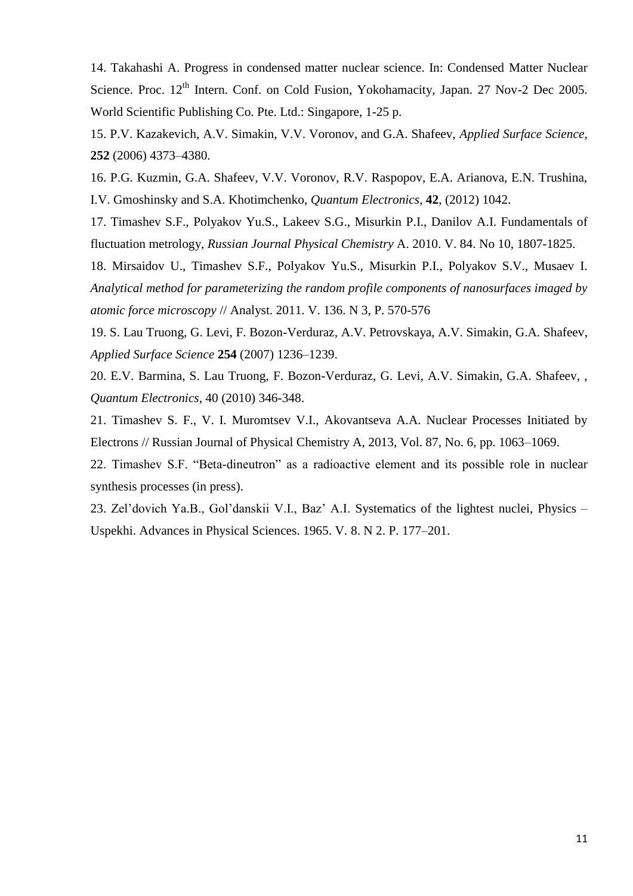14. Takahashi A. Progress in condensed matter nuclear science. In: Condensed Matter Nuclear Science. Proc. 12[th] Intern. Conf. on Cold Fusion, Yokohamacity, Japan. 27 Nov-2 Dec 2005. World Scientific Publishing Co. Pte. Ltd.: Singapore, 1-25 p.

15. P.V. Kazakevich, A.V. Simakin, V.V. Voronov, and G.A. Shafeev, *Applied Surface Science*, **252** (2006) 4373–4380.

16. P.G. Kuzmin, G.A. Shafeev, V.V. Voronov, R.V. Raspopov, E.A. Arianova, E.N. Trushina, I.V. Gmoshinsky and S.A. Khotimchenko, *Quantum Electronics*, **42**, (2012) 1042.

17. Timashev S.F., Polyakov Yu.S., Lakeev S.G., Misurkin P.I., Danilov A.I. Fundamentals of fluctuation metrology, *Russian Journal Physical Chemistry* A. 2010. V. 84. No 10, 1807-1825.

18. Mirsaidov U., Timashev S.F., Polyakov Yu.S., Misurkin P.I., Polyakov S.V., Musaev I. *Analytical method for parameterizing the random profile components of nanosurfaces imaged by atomic force microscopy* // Analyst. 2011. V. 136. N 3, P. 570-576

19. S. Lau Truong, G. Levi, F. Bozon-Verduraz, A.V. Petrovskaya, A.V. Simakin, G.A. Shafeev, *Applied Surface Science* **254** (2007) 1236–1239.

20. E.V. Barmina, S. Lau Truong, F. Bozon-Verduraz, G. Levi, A.V. Simakin, G.A. Shafeev, , *Quantum Electronics*, 40 (2010) 346-348.

21. Timashev S. F., V. I. Muromtsev V.I., Akovantseva A.A. Nuclear Processes Initiated by Electrons // Russian Journal of Physical Chemistry A, 2013, Vol. 87, No. 6, pp. 1063–1069.

22. Timashev S.F. "Beta-dineutron" as a radioactive element and its possible role in nuclear synthesis processes (in press).

23. Zel'dovich Ya.B., Gol'danskii V.I., Baz' A.I. Systematics of the lightest nuclei, Physics – Uspekhi. Advances in Physical Sciences. 1965. V. 8. N 2. P. 177–201.